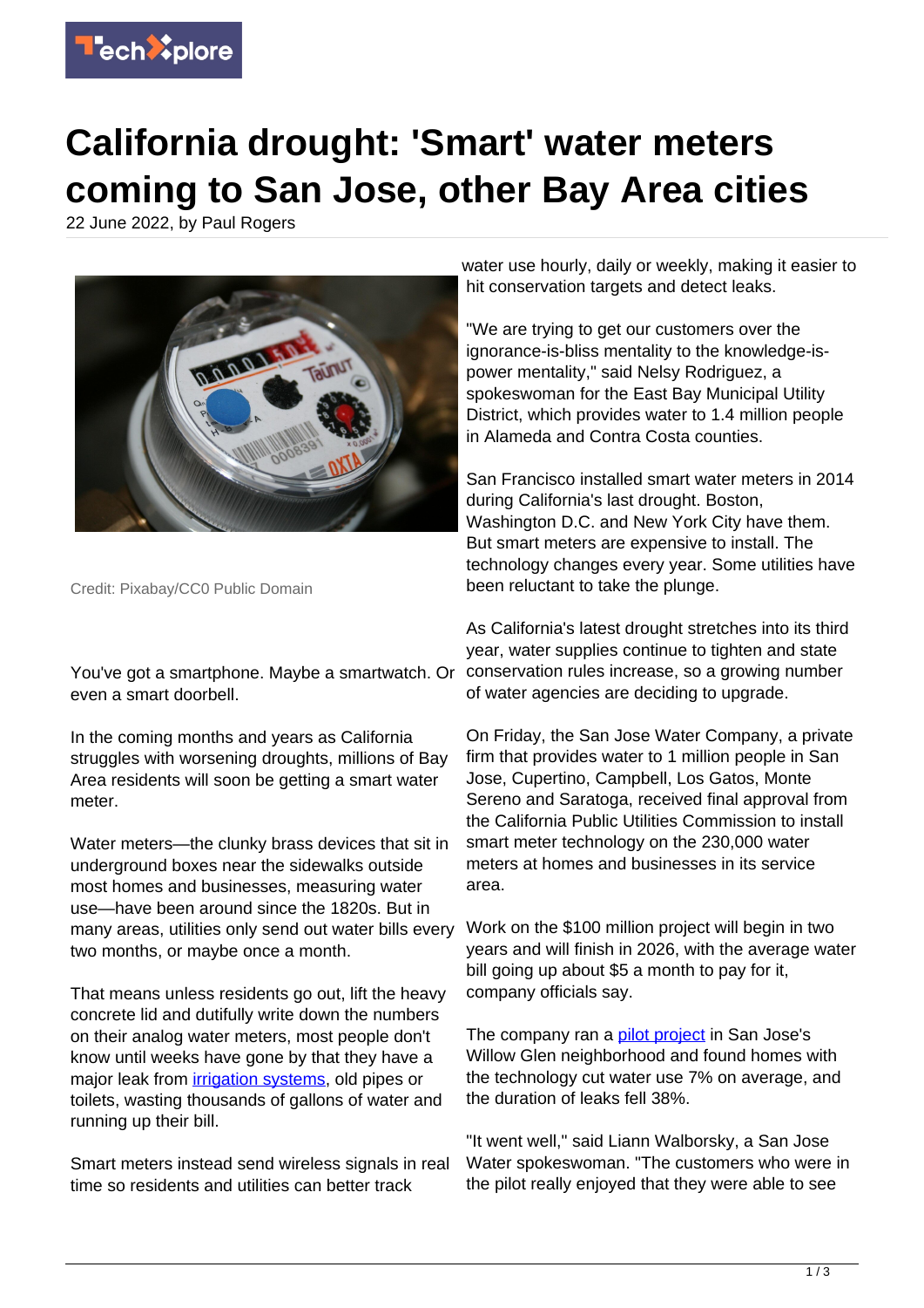# California drought: 'Smart' water meters coming to San Jose, other Bay Area cities

22 June 2022, by Paul Rogers

Credit: Pixabay/CC0 Public Domain

You've got a smartphone. Maybe a smartwatch. Or even a smart doorbell.

In the coming months and years as California struggles with worsening droughts, millions of Bay Area residents will soon be getting a smart water meter.

Water meters—the clunky brass devices that sit in underground boxes near the sidewalks outside most homes and businesses, measuring water use—have been around since the 1820s. But in many areas, utilities only send out water bills every two months, or maybe once a month.

That means unless residents go out, lift the heavy concrete lid and dutifully write down the numbers on their analog water meters, most people don't know until weeks have gone by that they have a major leak from irrigation systems, old pipes or toilets, wasting thousands of gallons of water and running up their bill.

Smart meters instead send wireless signals in real time so residents and utilities can better track water use hourly, daily or weekly, making it easier to hit conservation targets and detect leaks.

"We are trying to get our customers over the ignorance-is-bliss mentality to the knowledge-is-power mentality," said Nelsy Rodriguez, a spokeswoman for the East Bay Municipal Utility District, which provides water to 1.4 million people in Alameda and Contra Costa counties.

San Francisco installed smart water meters in 2014 during California's last drought. Boston, Washington D.C. and New York City have them. But smart meters are expensive to install. The technology changes every year. Some utilities have been reluctant to take the plunge.

As California's latest drought stretches into its third year, water supplies continue to tighten and state conservation rules increase, so a growing number of water agencies are deciding to upgrade.

On Friday, the San Jose Water Company, a private firm that provides water to 1 million people in San Jose, Cupertino, Campbell, Los Gatos, Monte Sereno and Saratoga, received final approval from the California Public Utilities Commission to install smart meter technology on the 230,000 water meters at homes and businesses in its service area.

Work on the $100 million project will begin in two years and will finish in 2026, with the average water bill going up about $5 a month to pay for it, company officials say.

The company ran a pilot project in San Jose's Willow Glen neighborhood and found homes with the technology cut water use 7% on average, and the duration of leaks fell 38%.

"It went well," said Liann Walborsky, a San Jose Water spokeswoman. "The customers who were in the pilot really enjoyed that they were able to see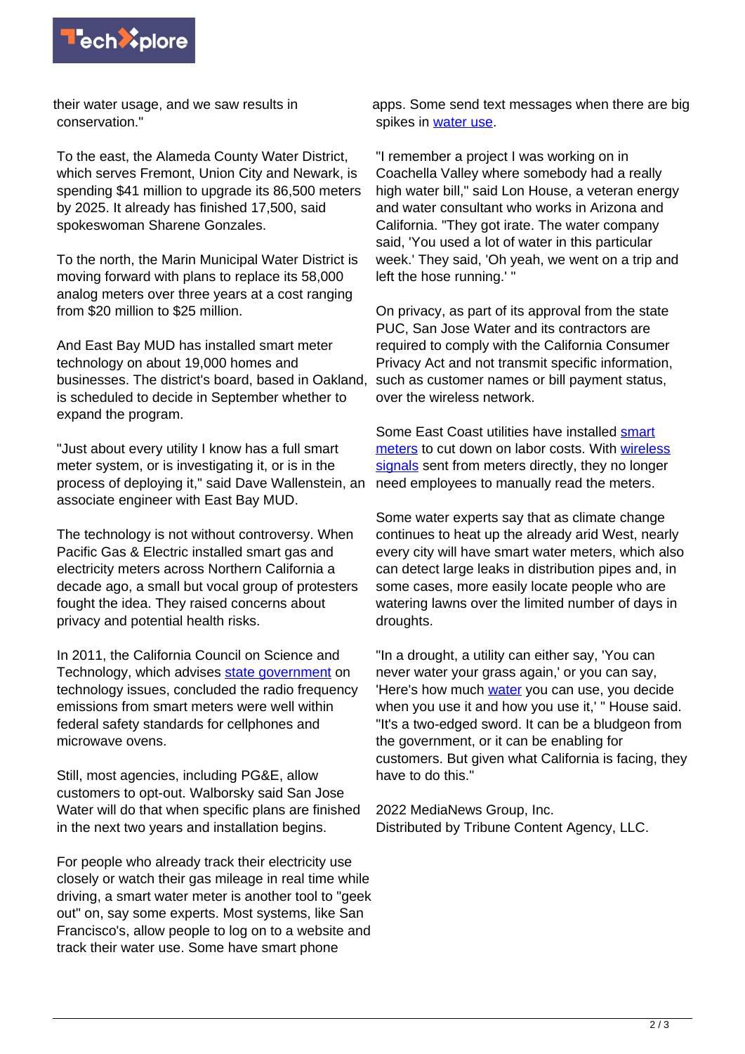their water usage, and we saw results in conservation."

To the east, the Alameda County Water District, which serves Fremont, Union City and Newark, is spending $41 million to upgrade its 86,500 meters by 2025. It already has finished 17,500, said spokeswoman Sharene Gonzales.

To the north, the Marin Municipal Water District is moving forward with plans to replace its 58,000 analog meters over three years at a cost ranging from $20 million to $25 million.

And East Bay MUD has installed smart meter technology on about 19,000 homes and businesses. The district's board, based in Oakland, is scheduled to decide in September whether to expand the program.

"Just about every utility I know has a full smart meter system, or is investigating it, or is in the process of deploying it," said Dave Wallenstein, an associate engineer with East Bay MUD.

The technology is not without controversy. When Pacific Gas & Electric installed smart gas and electricity meters across Northern California a decade ago, a small but vocal group of protesters fought the idea. They raised concerns about privacy and potential health risks.

In 2011, the California Council on Science and Technology, which advises state government on technology issues, concluded the radio frequency emissions from smart meters were well within federal safety standards for cellphones and microwave ovens.

Still, most agencies, including PG&E, allow customers to opt-out. Walborsky said San Jose Water will do that when specific plans are finished in the next two years and installation begins.

For people who already track their electricity use closely or watch their gas mileage in real time while driving, a smart water meter is another tool to "geek out" on, say some experts. Most systems, like San Francisco's, allow people to log on to a website and track their water use. Some have smart phone apps. Some send text messages when there are big spikes in water use.

"I remember a project I was working on in Coachella Valley where somebody had a really high water bill," said Lon House, a veteran energy and water consultant who works in Arizona and California. "They got irate. The water company said, 'You used a lot of water in this particular week.' They said, 'Oh yeah, we went on a trip and left the hose running.' "

On privacy, as part of its approval from the state PUC, San Jose Water and its contractors are required to comply with the California Consumer Privacy Act and not transmit specific information, such as customer names or bill payment status, over the wireless network.

Some East Coast utilities have installed smart meters to cut down on labor costs. With wireless signals sent from meters directly, they no longer need employees to manually read the meters.

Some water experts say that as climate change continues to heat up the already arid West, nearly every city will have smart water meters, which also can detect large leaks in distribution pipes and, in some cases, more easily locate people who are watering lawns over the limited number of days in droughts.

"In a drought, a utility can either say, 'You can never water your grass again,' or you can say, 'Here's how much water you can use, you decide when you use it and how you use it,' " House said. "It's a two-edged sword. It can be a bludgeon from the government, or it can be enabling for customers. But given what California is facing, they have to do this."

2022 MediaNews Group, Inc.
Distributed by Tribune Content Agency, LLC.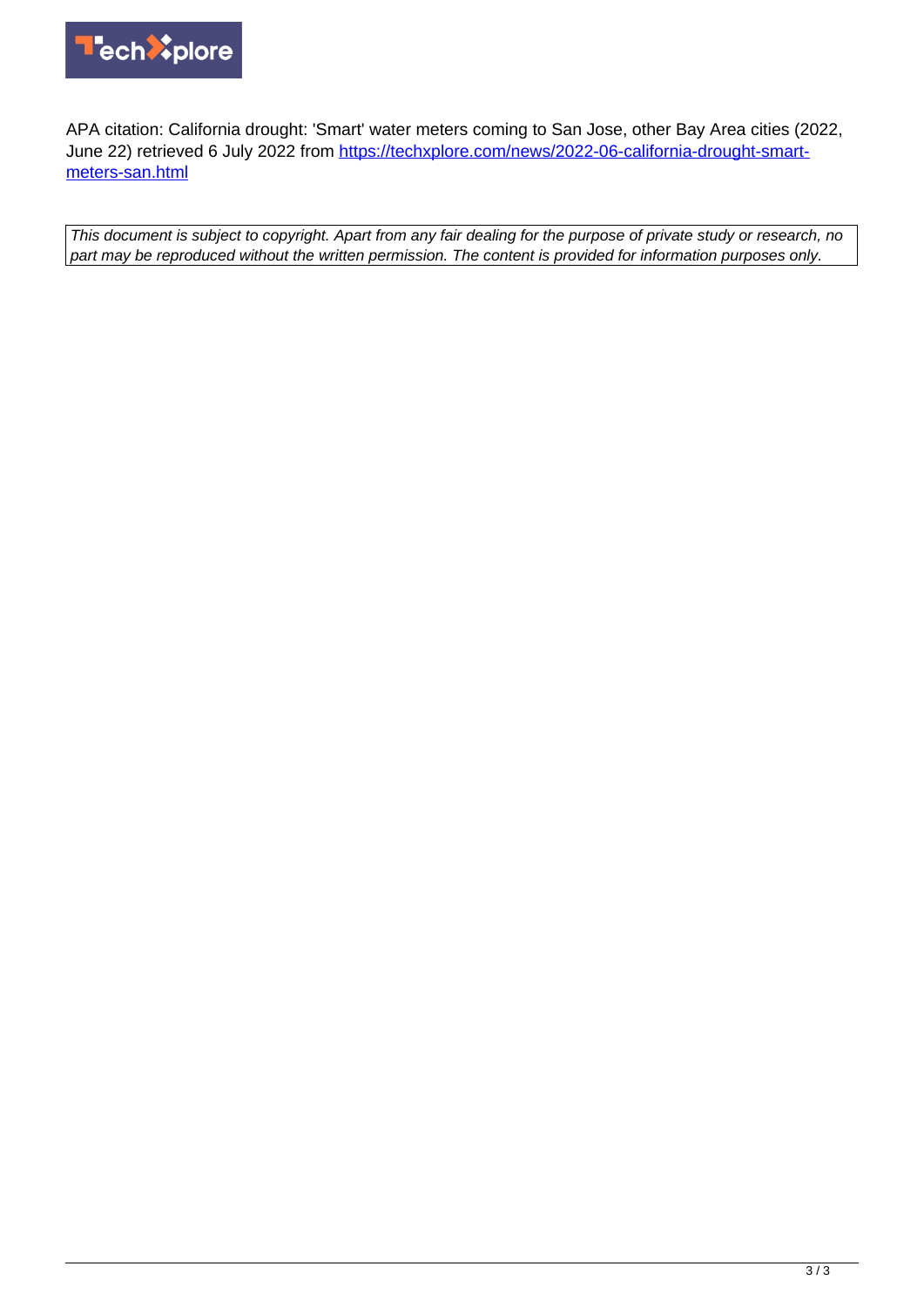APA citation: California drought: 'Smart' water meters coming to San Jose, other Bay Area cities (2022, June 22) retrieved 6 July 2022 from https://techxplore.com/news/2022-06-california-drought-smart-meters-san.html

*This document is subject to copyright. Apart from any fair dealing for the purpose of private study or research, no part may be reproduced without the written permission. The content is provided for information purposes only.*